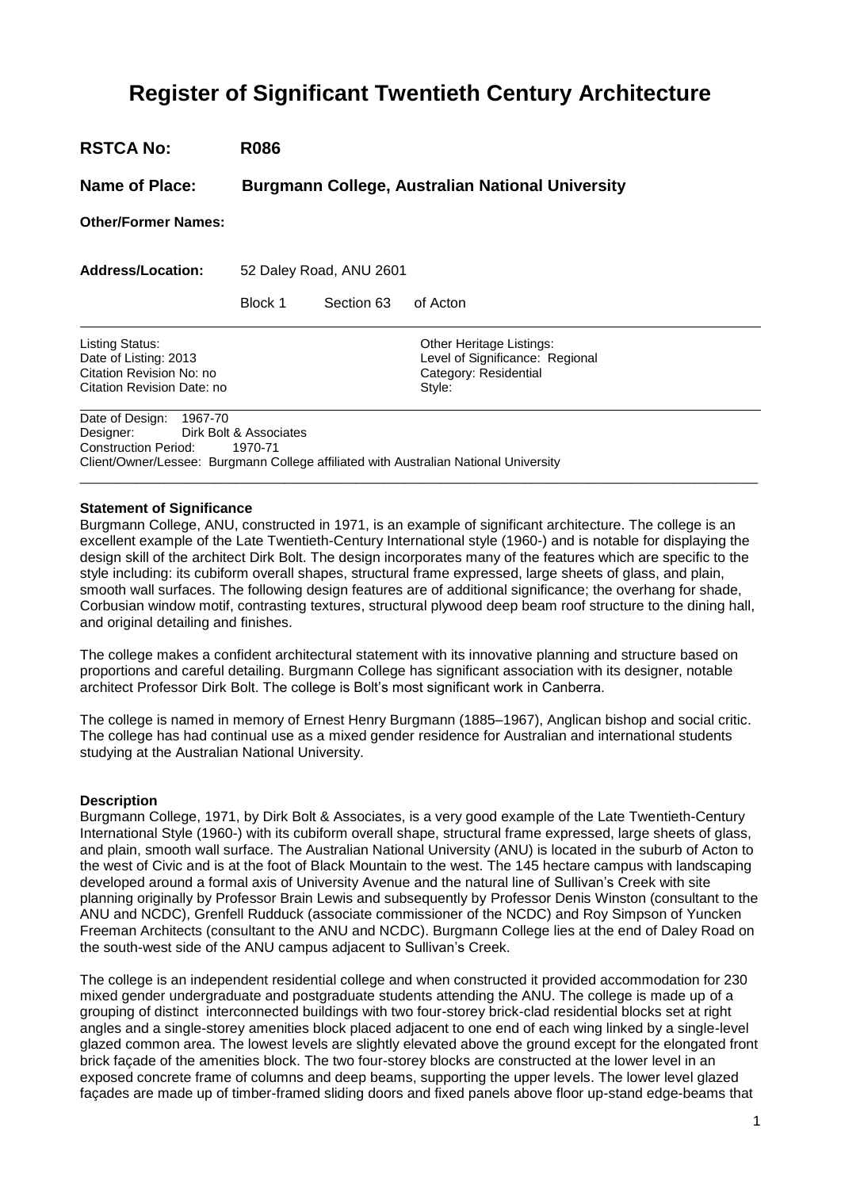# Register of Significant Twentieth Century Architecture

**RSTCA No:** **R086**

**Name of Place:** **Burgmann College, Australian National University**

**Other/Former Names:**

**Address/Location:** 52 Daley Road, ANU 2601

Block 1 Section 63 of Acton

---

| | |
|---|---|
| Listing Status: | Other Heritage Listings: |
| Date of Listing: 2013 | Level of Significance: Regional |
| Citation Revision No: no | Category: Residential |
| Citation Revision Date: no | Style: |

---

Date of Design: 1967-70
Designer: Dirk Bolt & Associates
Construction Period: 1970-71
Client/Owner/Lessee: Burgmann College affiliated with Australian National University

---

**Statement of Significance**

Burgmann College, ANU, constructed in 1971, is an example of significant architecture. The college is an excellent example of the Late Twentieth-Century International style (1960-) and is notable for displaying the design skill of the architect Dirk Bolt. The design incorporates many of the features which are specific to the style including: its cubiform overall shapes, structural frame expressed, large sheets of glass, and plain, smooth wall surfaces. The following design features are of additional significance; the overhang for shade, Corbusian window motif, contrasting textures, structural plywood deep beam roof structure to the dining hall, and original detailing and finishes.

The college makes a confident architectural statement with its innovative planning and structure based on proportions and careful detailing. Burgmann College has significant association with its designer, notable architect Professor Dirk Bolt. The college is Bolt's most significant work in Canberra.

The college is named in memory of Ernest Henry Burgmann (1885–1967), Anglican bishop and social critic. The college has had continual use as a mixed gender residence for Australian and international students studying at the Australian National University.

**Description**

Burgmann College, 1971, by Dirk Bolt & Associates, is a very good example of the Late Twentieth-Century International Style (1960-) with its cubiform overall shape, structural frame expressed, large sheets of glass, and plain, smooth wall surface. The Australian National University (ANU) is located in the suburb of Acton to the west of Civic and is at the foot of Black Mountain to the west. The 145 hectare campus with landscaping developed around a formal axis of University Avenue and the natural line of Sullivan's Creek with site planning originally by Professor Brain Lewis and subsequently by Professor Denis Winston (consultant to the ANU and NCDC), Grenfell Rudduck (associate commissioner of the NCDC) and Roy Simpson of Yuncken Freeman Architects (consultant to the ANU and NCDC). Burgmann College lies at the end of Daley Road on the south-west side of the ANU campus adjacent to Sullivan's Creek.

The college is an independent residential college and when constructed it provided accommodation for 230 mixed gender undergraduate and postgraduate students attending the ANU. The college is made up of a grouping of distinct interconnected buildings with two four-storey brick-clad residential blocks set at right angles and a single-storey amenities block placed adjacent to one end of each wing linked by a single-level glazed common area. The lowest levels are slightly elevated above the ground except for the elongated front brick façade of the amenities block. The two four-storey blocks are constructed at the lower level in an exposed concrete frame of columns and deep beams, supporting the upper levels. The lower level glazed façades are made up of timber-framed sliding doors and fixed panels above floor up-stand edge-beams that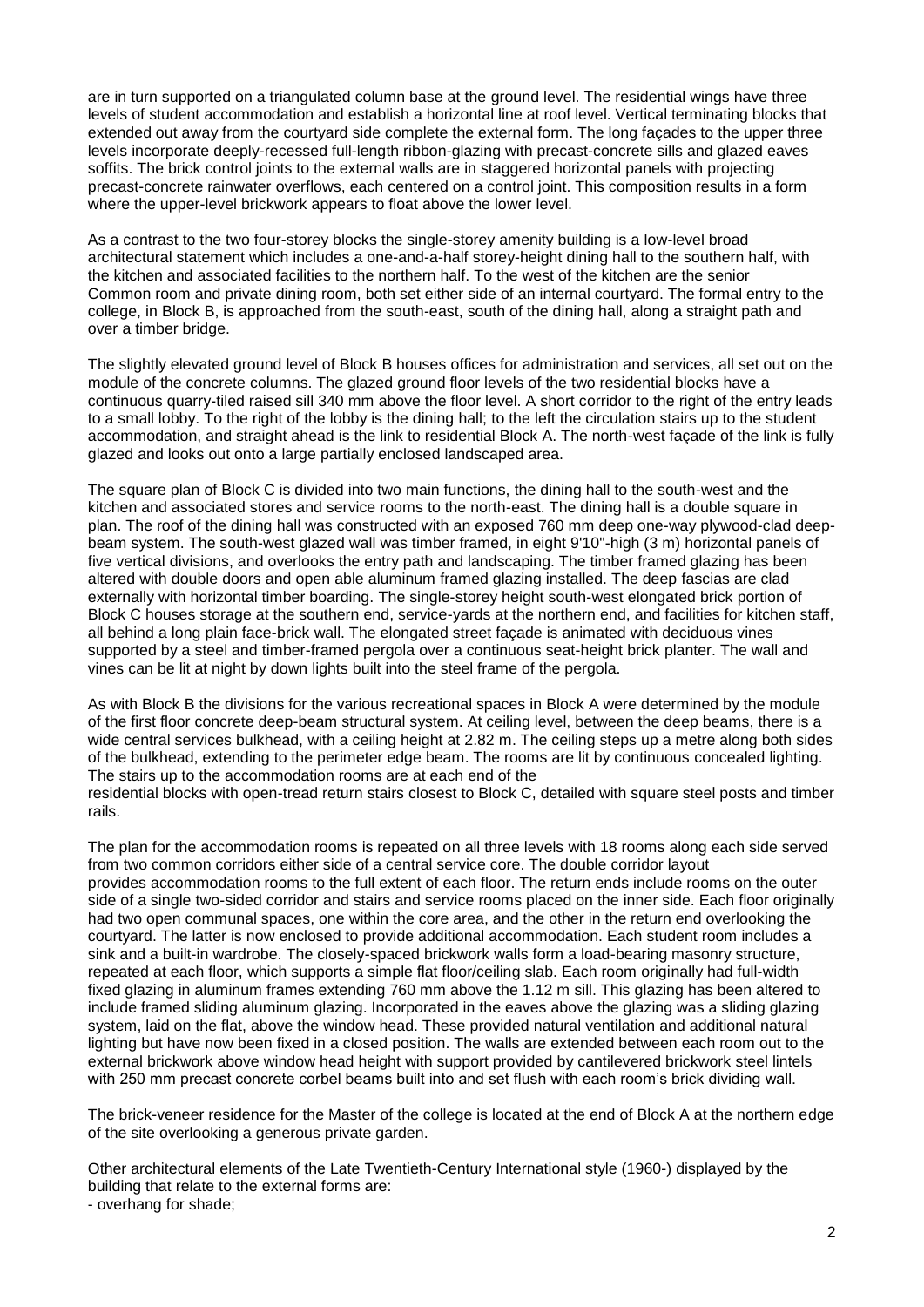are in turn supported on a triangulated column base at the ground level. The residential wings have three levels of student accommodation and establish a horizontal line at roof level. Vertical terminating blocks that extended out away from the courtyard side complete the external form. The long façades to the upper three levels incorporate deeply-recessed full-length ribbon-glazing with precast-concrete sills and glazed eaves soffits. The brick control joints to the external walls are in staggered horizontal panels with projecting precast-concrete rainwater overflows, each centered on a control joint. This composition results in a form where the upper-level brickwork appears to float above the lower level.

As a contrast to the two four-storey blocks the single-storey amenity building is a low-level broad architectural statement which includes a one-and-a-half storey-height dining hall to the southern half, with the kitchen and associated facilities to the northern half. To the west of the kitchen are the senior Common room and private dining room, both set either side of an internal courtyard. The formal entry to the college, in Block B, is approached from the south-east, south of the dining hall, along a straight path and over a timber bridge.

The slightly elevated ground level of Block B houses offices for administration and services, all set out on the module of the concrete columns. The glazed ground floor levels of the two residential blocks have a continuous quarry-tiled raised sill 340 mm above the floor level. A short corridor to the right of the entry leads to a small lobby. To the right of the lobby is the dining hall; to the left the circulation stairs up to the student accommodation, and straight ahead is the link to residential Block A. The north-west façade of the link is fully glazed and looks out onto a large partially enclosed landscaped area.

The square plan of Block C is divided into two main functions, the dining hall to the south-west and the kitchen and associated stores and service rooms to the north-east. The dining hall is a double square in plan. The roof of the dining hall was constructed with an exposed 760 mm deep one-way plywood-clad deep-beam system. The south-west glazed wall was timber framed, in eight 9'10"-high (3 m) horizontal panels of five vertical divisions, and overlooks the entry path and landscaping. The timber framed glazing has been altered with double doors and open able aluminum framed glazing installed. The deep fascias are clad externally with horizontal timber boarding. The single-storey height south-west elongated brick portion of Block C houses storage at the southern end, service-yards at the northern end, and facilities for kitchen staff, all behind a long plain face-brick wall. The elongated street façade is animated with deciduous vines supported by a steel and timber-framed pergola over a continuous seat-height brick planter. The wall and vines can be lit at night by down lights built into the steel frame of the pergola.

As with Block B the divisions for the various recreational spaces in Block A were determined by the module of the first floor concrete deep-beam structural system. At ceiling level, between the deep beams, there is a wide central services bulkhead, with a ceiling height at 2.82 m. The ceiling steps up a metre along both sides of the bulkhead, extending to the perimeter edge beam. The rooms are lit by continuous concealed lighting. The stairs up to the accommodation rooms are at each end of the residential blocks with open-tread return stairs closest to Block C, detailed with square steel posts and timber rails.

The plan for the accommodation rooms is repeated on all three levels with 18 rooms along each side served from two common corridors either side of a central service core. The double corridor layout provides accommodation rooms to the full extent of each floor. The return ends include rooms on the outer side of a single two-sided corridor and stairs and service rooms placed on the inner side. Each floor originally had two open communal spaces, one within the core area, and the other in the return end overlooking the courtyard. The latter is now enclosed to provide additional accommodation. Each student room includes a sink and a built-in wardrobe. The closely-spaced brickwork walls form a load-bearing masonry structure, repeated at each floor, which supports a simple flat floor/ceiling slab. Each room originally had full-width fixed glazing in aluminum frames extending 760 mm above the 1.12 m sill. This glazing has been altered to include framed sliding aluminum glazing. Incorporated in the eaves above the glazing was a sliding glazing system, laid on the flat, above the window head. These provided natural ventilation and additional natural lighting but have now been fixed in a closed position. The walls are extended between each room out to the external brickwork above window head height with support provided by cantilevered brickwork steel lintels with 250 mm precast concrete corbel beams built into and set flush with each room's brick dividing wall.

The brick-veneer residence for the Master of the college is located at the end of Block A at the northern edge of the site overlooking a generous private garden.

Other architectural elements of the Late Twentieth-Century International style (1960-) displayed by the building that relate to the external forms are:

- overhang for shade;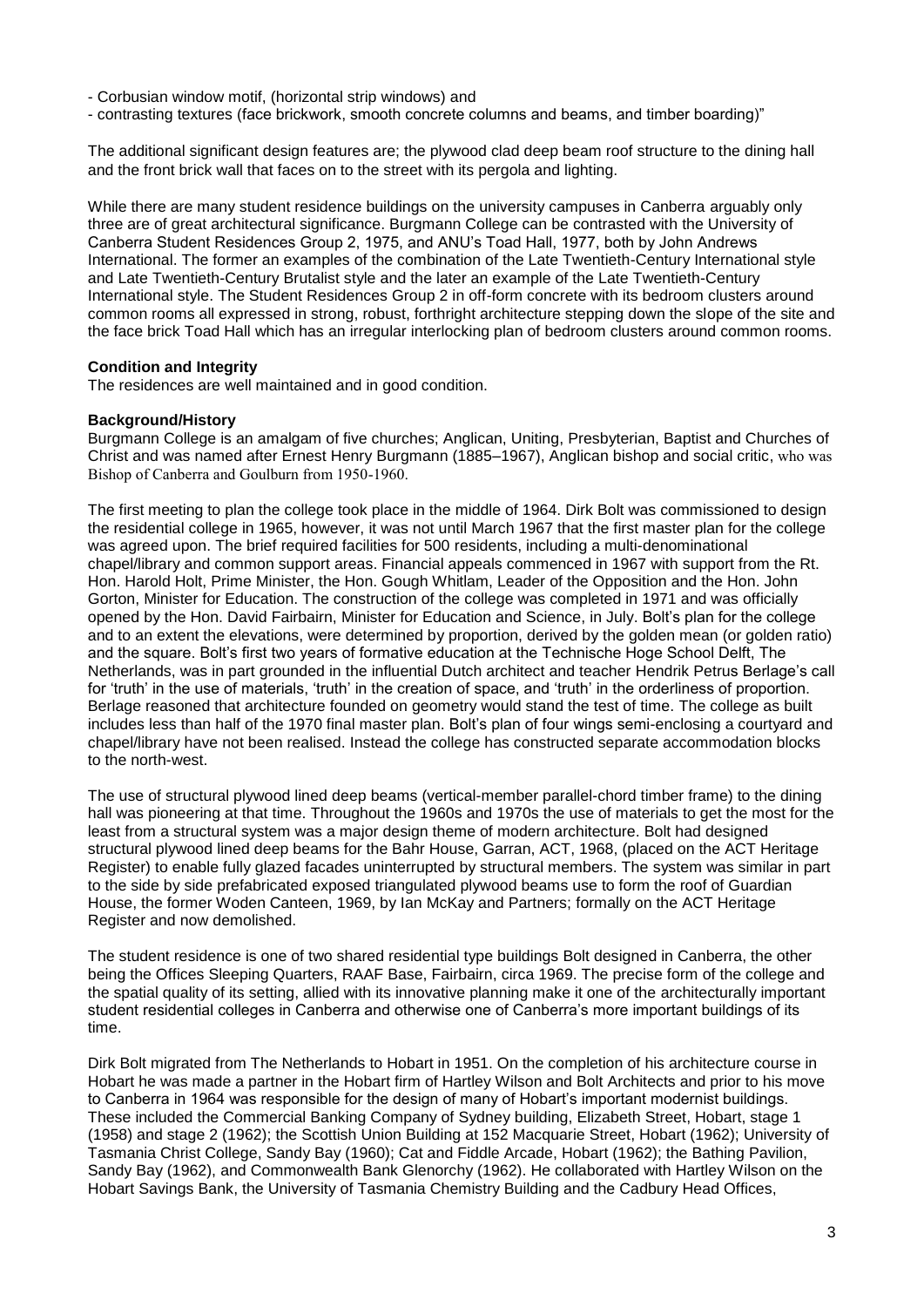- Corbusian window motif, (horizontal strip windows) and
- contrasting textures (face brickwork, smooth concrete columns and beams, and timber boarding)"

The additional significant design features are; the plywood clad deep beam roof structure to the dining hall and the front brick wall that faces on to the street with its pergola and lighting.

While there are many student residence buildings on the university campuses in Canberra arguably only three are of great architectural significance. Burgmann College can be contrasted with the University of Canberra Student Residences Group 2, 1975, and ANU's Toad Hall, 1977, both by John Andrews International. The former an examples of the combination of the Late Twentieth-Century International style and Late Twentieth-Century Brutalist style and the later an example of the Late Twentieth-Century International style. The Student Residences Group 2 in off-form concrete with its bedroom clusters around common rooms all expressed in strong, robust, forthright architecture stepping down the slope of the site and the face brick Toad Hall which has an irregular interlocking plan of bedroom clusters around common rooms.

**Condition and Integrity**

The residences are well maintained and in good condition.

**Background/History**

Burgmann College is an amalgam of five churches; Anglican, Uniting, Presbyterian, Baptist and Churches of Christ and was named after Ernest Henry Burgmann (1885–1967), Anglican bishop and social critic, who was Bishop of Canberra and Goulburn from 1950-1960.

The first meeting to plan the college took place in the middle of 1964. Dirk Bolt was commissioned to design the residential college in 1965, however, it was not until March 1967 that the first master plan for the college was agreed upon. The brief required facilities for 500 residents, including a multi-denominational chapel/library and common support areas. Financial appeals commenced in 1967 with support from the Rt. Hon. Harold Holt, Prime Minister, the Hon. Gough Whitlam, Leader of the Opposition and the Hon. John Gorton, Minister for Education. The construction of the college was completed in 1971 and was officially opened by the Hon. David Fairbairn, Minister for Education and Science, in July. Bolt's plan for the college and to an extent the elevations, were determined by proportion, derived by the golden mean (or golden ratio) and the square. Bolt's first two years of formative education at the Technische Hoge School Delft, The Netherlands, was in part grounded in the influential Dutch architect and teacher Hendrik Petrus Berlage's call for 'truth' in the use of materials, 'truth' in the creation of space, and 'truth' in the orderliness of proportion. Berlage reasoned that architecture founded on geometry would stand the test of time. The college as built includes less than half of the 1970 final master plan. Bolt's plan of four wings semi-enclosing a courtyard and chapel/library have not been realised. Instead the college has constructed separate accommodation blocks to the north-west.

The use of structural plywood lined deep beams (vertical-member parallel-chord timber frame) to the dining hall was pioneering at that time. Throughout the 1960s and 1970s the use of materials to get the most for the least from a structural system was a major design theme of modern architecture. Bolt had designed structural plywood lined deep beams for the Bahr House, Garran, ACT, 1968, (placed on the ACT Heritage Register) to enable fully glazed facades uninterrupted by structural members. The system was similar in part to the side by side prefabricated exposed triangulated plywood beams use to form the roof of Guardian House, the former Woden Canteen, 1969, by Ian McKay and Partners; formally on the ACT Heritage Register and now demolished.

The student residence is one of two shared residential type buildings Bolt designed in Canberra, the other being the Offices Sleeping Quarters, RAAF Base, Fairbairn, circa 1969. The precise form of the college and the spatial quality of its setting, allied with its innovative planning make it one of the architecturally important student residential colleges in Canberra and otherwise one of Canberra's more important buildings of its time.

Dirk Bolt migrated from The Netherlands to Hobart in 1951. On the completion of his architecture course in Hobart he was made a partner in the Hobart firm of Hartley Wilson and Bolt Architects and prior to his move to Canberra in 1964 was responsible for the design of many of Hobart's important modernist buildings. These included the Commercial Banking Company of Sydney building, Elizabeth Street, Hobart, stage 1 (1958) and stage 2 (1962); the Scottish Union Building at 152 Macquarie Street, Hobart (1962); University of Tasmania Christ College, Sandy Bay (1960); Cat and Fiddle Arcade, Hobart (1962); the Bathing Pavilion, Sandy Bay (1962), and Commonwealth Bank Glenorchy (1962). He collaborated with Hartley Wilson on the Hobart Savings Bank, the University of Tasmania Chemistry Building and the Cadbury Head Offices,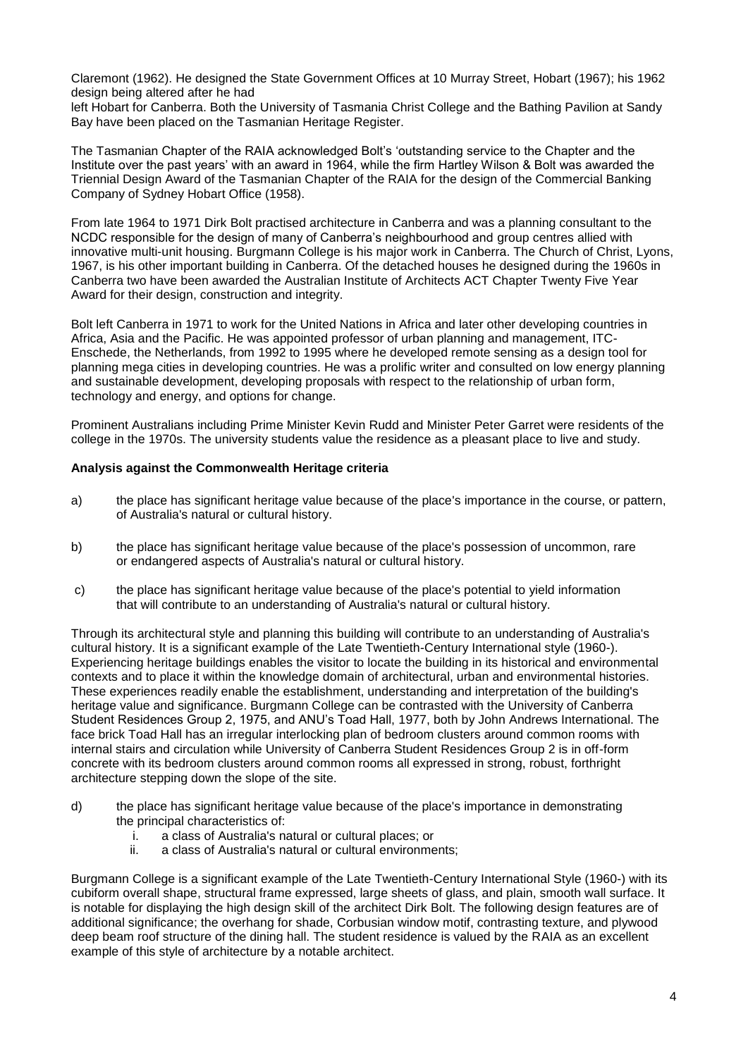Claremont (1962). He designed the State Government Offices at 10 Murray Street, Hobart (1967); his 1962 design being altered after he had
left Hobart for Canberra. Both the University of Tasmania Christ College and the Bathing Pavilion at Sandy Bay have been placed on the Tasmanian Heritage Register.

The Tasmanian Chapter of the RAIA acknowledged Bolt's 'outstanding service to the Chapter and the Institute over the past years' with an award in 1964, while the firm Hartley Wilson & Bolt was awarded the Triennial Design Award of the Tasmanian Chapter of the RAIA for the design of the Commercial Banking Company of Sydney Hobart Office (1958).

From late 1964 to 1971 Dirk Bolt practised architecture in Canberra and was a planning consultant to the NCDC responsible for the design of many of Canberra's neighbourhood and group centres allied with innovative multi-unit housing. Burgmann College is his major work in Canberra. The Church of Christ, Lyons, 1967, is his other important building in Canberra. Of the detached houses he designed during the 1960s in Canberra two have been awarded the Australian Institute of Architects ACT Chapter Twenty Five Year Award for their design, construction and integrity.

Bolt left Canberra in 1971 to work for the United Nations in Africa and later other developing countries in Africa, Asia and the Pacific. He was appointed professor of urban planning and management, ITC-Enschede, the Netherlands, from 1992 to 1995 where he developed remote sensing as a design tool for planning mega cities in developing countries. He was a prolific writer and consulted on low energy planning and sustainable development, developing proposals with respect to the relationship of urban form, technology and energy, and options for change.

Prominent Australians including Prime Minister Kevin Rudd and Minister Peter Garret were residents of the college in the 1970s. The university students value the residence as a pleasant place to live and study.

**Analysis against the Commonwealth Heritage criteria**

a) the place has significant heritage value because of the place's importance in the course, or pattern, of Australia's natural or cultural history.

b) the place has significant heritage value because of the place's possession of uncommon, rare or endangered aspects of Australia's natural or cultural history.

c) the place has significant heritage value because of the place's potential to yield information that will contribute to an understanding of Australia's natural or cultural history.

Through its architectural style and planning this building will contribute to an understanding of Australia's cultural history. It is a significant example of the Late Twentieth-Century International style (1960-). Experiencing heritage buildings enables the visitor to locate the building in its historical and environmental contexts and to place it within the knowledge domain of architectural, urban and environmental histories. These experiences readily enable the establishment, understanding and interpretation of the building's heritage value and significance. Burgmann College can be contrasted with the University of Canberra Student Residences Group 2, 1975, and ANU's Toad Hall, 1977, both by John Andrews International. The face brick Toad Hall has an irregular interlocking plan of bedroom clusters around common rooms with internal stairs and circulation while University of Canberra Student Residences Group 2 is in off-form concrete with its bedroom clusters around common rooms all expressed in strong, robust, forthright architecture stepping down the slope of the site.

d) the place has significant heritage value because of the place's importance in demonstrating the principal characteristics of:
   i. a class of Australia's natural or cultural places; or
   ii. a class of Australia's natural or cultural environments;

Burgmann College is a significant example of the Late Twentieth-Century International Style (1960-) with its cubiform overall shape, structural frame expressed, large sheets of glass, and plain, smooth wall surface. It is notable for displaying the high design skill of the architect Dirk Bolt. The following design features are of additional significance; the overhang for shade, Corbusian window motif, contrasting texture, and plywood deep beam roof structure of the dining hall. The student residence is valued by the RAIA as an excellent example of this style of architecture by a notable architect.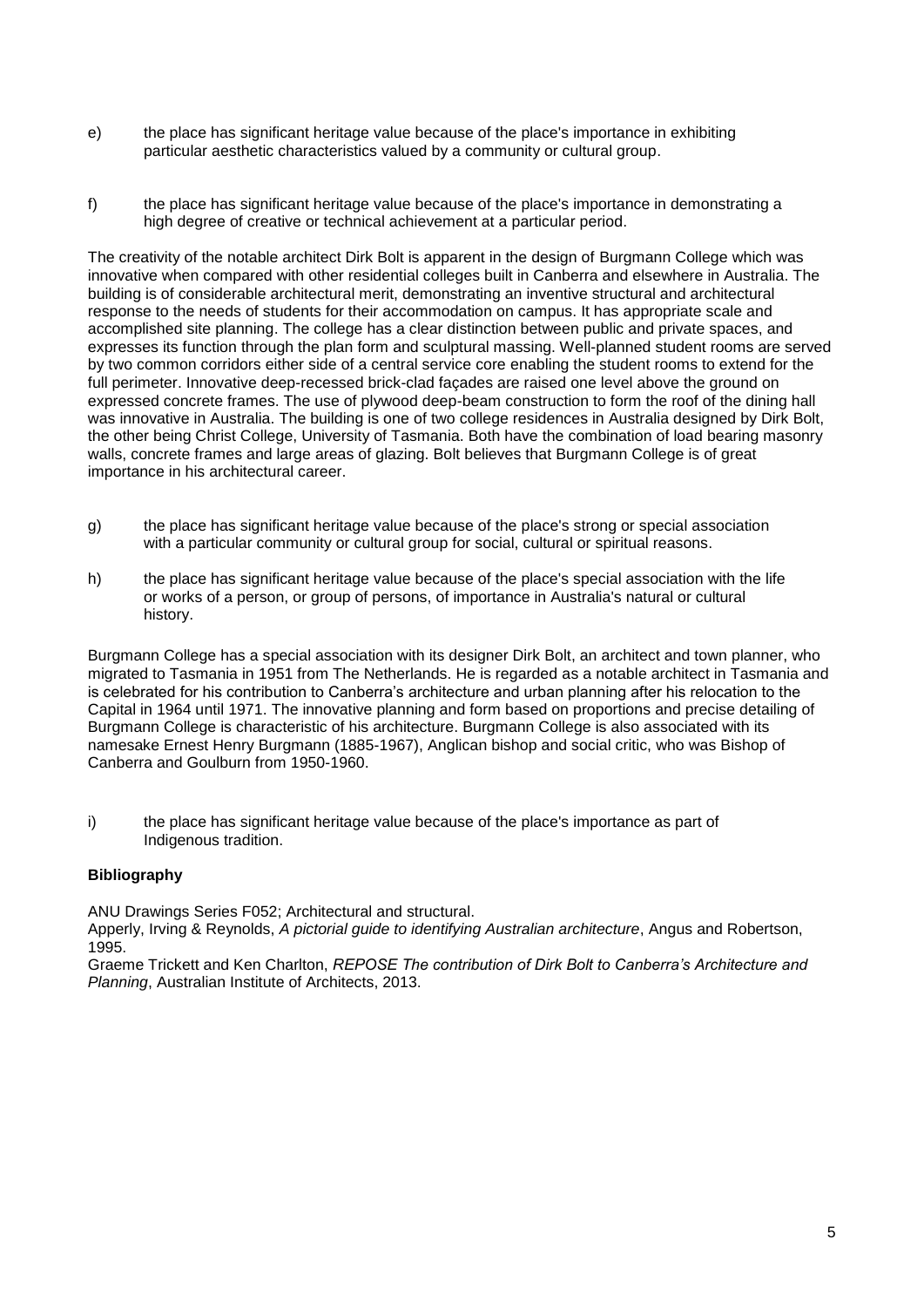e) the place has significant heritage value because of the place's importance in exhibiting particular aesthetic characteristics valued by a community or cultural group.

f) the place has significant heritage value because of the place's importance in demonstrating a high degree of creative or technical achievement at a particular period.

The creativity of the notable architect Dirk Bolt is apparent in the design of Burgmann College which was innovative when compared with other residential colleges built in Canberra and elsewhere in Australia. The building is of considerable architectural merit, demonstrating an inventive structural and architectural response to the needs of students for their accommodation on campus. It has appropriate scale and accomplished site planning. The college has a clear distinction between public and private spaces, and expresses its function through the plan form and sculptural massing. Well-planned student rooms are served by two common corridors either side of a central service core enabling the student rooms to extend for the full perimeter. Innovative deep-recessed brick-clad façades are raised one level above the ground on expressed concrete frames. The use of plywood deep-beam construction to form the roof of the dining hall was innovative in Australia. The building is one of two college residences in Australia designed by Dirk Bolt, the other being Christ College, University of Tasmania. Both have the combination of load bearing masonry walls, concrete frames and large areas of glazing. Bolt believes that Burgmann College is of great importance in his architectural career.

g) the place has significant heritage value because of the place's strong or special association with a particular community or cultural group for social, cultural or spiritual reasons.

h) the place has significant heritage value because of the place's special association with the life or works of a person, or group of persons, of importance in Australia's natural or cultural history.

Burgmann College has a special association with its designer Dirk Bolt, an architect and town planner, who migrated to Tasmania in 1951 from The Netherlands. He is regarded as a notable architect in Tasmania and is celebrated for his contribution to Canberra's architecture and urban planning after his relocation to the Capital in 1964 until 1971. The innovative planning and form based on proportions and precise detailing of Burgmann College is characteristic of his architecture. Burgmann College is also associated with its namesake Ernest Henry Burgmann (1885-1967), Anglican bishop and social critic, who was Bishop of Canberra and Goulburn from 1950-1960.

i) the place has significant heritage value because of the place's importance as part of Indigenous tradition.

**Bibliography**

ANU Drawings Series F052; Architectural and structural.
Apperly, Irving & Reynolds, *A pictorial guide to identifying Australian architecture*, Angus and Robertson, 1995.
Graeme Trickett and Ken Charlton, *REPOSE The contribution of Dirk Bolt to Canberra's Architecture and Planning*, Australian Institute of Architects, 2013.